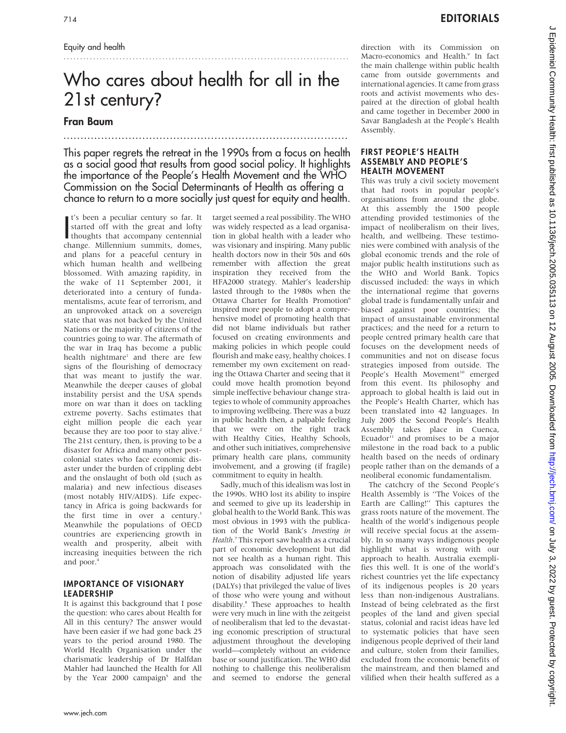Equity and health

# Who cares about health for all in the 21st century?

## Fran Baum

This paper regrets the retreat in the 1990s from a focus on health as a social good that results from good social policy. It highlights the importance of the People's Health Movement and the WHO Commission on the Social Determinants of Health as offering a chance to return to a more socially just quest for equity and health.

It's been a peculiar century so far. It started off with the great and lofty thoughts that accompany centennial change. Millennium summits, domes, and plans for a peaceful century in which human health and wellbeing blossomed. With amazing rapidity, in the wake of 11 September 2001, it deteriorated into a century of fundamentalisms, acute fear of terrorism, and an unprovoked attack on a sovereign state that was not backed by the United Nations or the majority of citizens of the countries going to war. The aftermath of the war in Iraq has become a public health nightmare[1] and there are few signs of the flourishing of democracy that was meant to justify the war. Meanwhile the deeper causes of global instability persist and the USA spends more on war than it does on tackling extreme poverty. Sachs estimates that eight million people die each year because they are too poor to stay alive.[2] The 21st century, then, is proving to be a disaster for Africa and many other post-colonial states who face economic disaster under the burden of crippling debt and the onslaught of both old (such as malaria) and new infectious diseases (most notably HIV/AIDS). Life expectancy in Africa is going backwards for the first time in over a century.[3] Meanwhile the populations of OECD countries are experiencing growth in wealth and prosperity, albeit with increasing inequities between the rich and poor.[4]

### IMPORTANCE OF VISIONARY LEADERSHIP

It is against this background that I pose the question: who cares about Health for All in this century? The answer would have been easier if we had gone back 25 years to the period around 1980. The World Health Organisation under the charismatic leadership of Dr Halfdan Mahler had launched the Health for All by the Year 2000 campaign[5] and the target seemed a real possibility. The WHO was widely respected as a lead organisation in global health with a leader who was visionary and inspiring. Many public health doctors now in their 50s and 60s remember with affection the great inspiration they received from the HFA2000 strategy. Mahler's leadership lasted through to the 1980s when the Ottawa Charter for Health Promotion[6] inspired more people to adopt a comprehensive model of promoting health that did not blame individuals but rather focused on creating environments and making policies in which people could flourish and make easy, healthy choices. I remember my own excitement on reading the Ottawa Charter and seeing that it could move health promotion beyond simple ineffective behaviour change strategies to whole of community approaches to improving wellbeing. There was a buzz in public health then, a palpable feeling that we were on the right track with Healthy Cities, Healthy Schools, and other such initiatives, comprehensive primary health care plans, community involvement, and a growing (if fragile) commitment to equity in health.

Sadly, much of this idealism was lost in the 1990s. WHO lost its ability to inspire and seemed to give up its leadership in global health to the World Bank. This was most obvious in 1993 with the publication of the World Bank's *Investing in Health*.[7] This report saw health as a crucial part of economic development but did not see health as a human right. This approach was consolidated with the notion of disability adjusted life years (DALYs) that privileged the value of lives of those who were young and without disability.[8] These approaches to health were very much in line with the zeitgeist of neoliberalism that led to the devastating economic prescription of structural adjustment throughout the developing world—completely without an evidence base or sound justification. The WHO did nothing to challenge this neoliberalism and seemed to endorse the general direction with its Commission on Macro-economics and Health.[9] In fact the main challenge within public health came from outside governments and international agencies. It came from grass roots and activist movements who despaired at the direction of global health and came together in December 2000 in Savar Bangladesh at the People's Health Assembly.

### FIRST PEOPLE'S HEALTH ASSEMBLY AND PEOPLE'S HEALTH MOVEMENT

This was truly a civil society movement that had roots in popular people's organisations from around the globe. At this assembly the 1500 people attending provided testimonies of the impact of neoliberalism on their lives, health, and wellbeing. These testimonies were combined with analysis of the global economic trends and the role of major public health institutions such as the WHO and World Bank. Topics discussed included: the ways in which the international regime that governs global trade is fundamentally unfair and biased against poor countries; the impact of unsustainable environmental practices; and the need for a return to people centred primary health care that focuses on the development needs of communities and not on disease focus strategies imposed from outside. The People's Health Movement[10] emerged from this event. Its philosophy and approach to global health is laid out in the People's Health Charter, which has been translated into 42 languages. In July 2005 the Second People's Health Assembly takes place in Cuenca, Ecuador[11] and promises to be a major milestone in the road back to a public health based on the needs of ordinary people rather than on the demands of a neoliberal economic fundamentalism.

The catchcry of the Second People's Health Assembly is "The Voices of the Earth are Calling!" This captures the grass roots nature of the movement. The health of the world's indigenous people will receive special focus at the assembly. In so many ways indigenous people highlight what is wrong with our approach to health. Australia exemplifies this well. It is one of the world's richest countries yet the life expectancy of its indigenous peoples is 20 years less than non-indigenous Australians. Instead of being celebrated as the first peoples of the land and given special status, colonial and racist ideas have led to systematic policies that have seen indigenous people deprived of their land and culture, stolen from their families, excluded from the economic benefits of the mainstream, and then blamed and vilified when their health suffered as a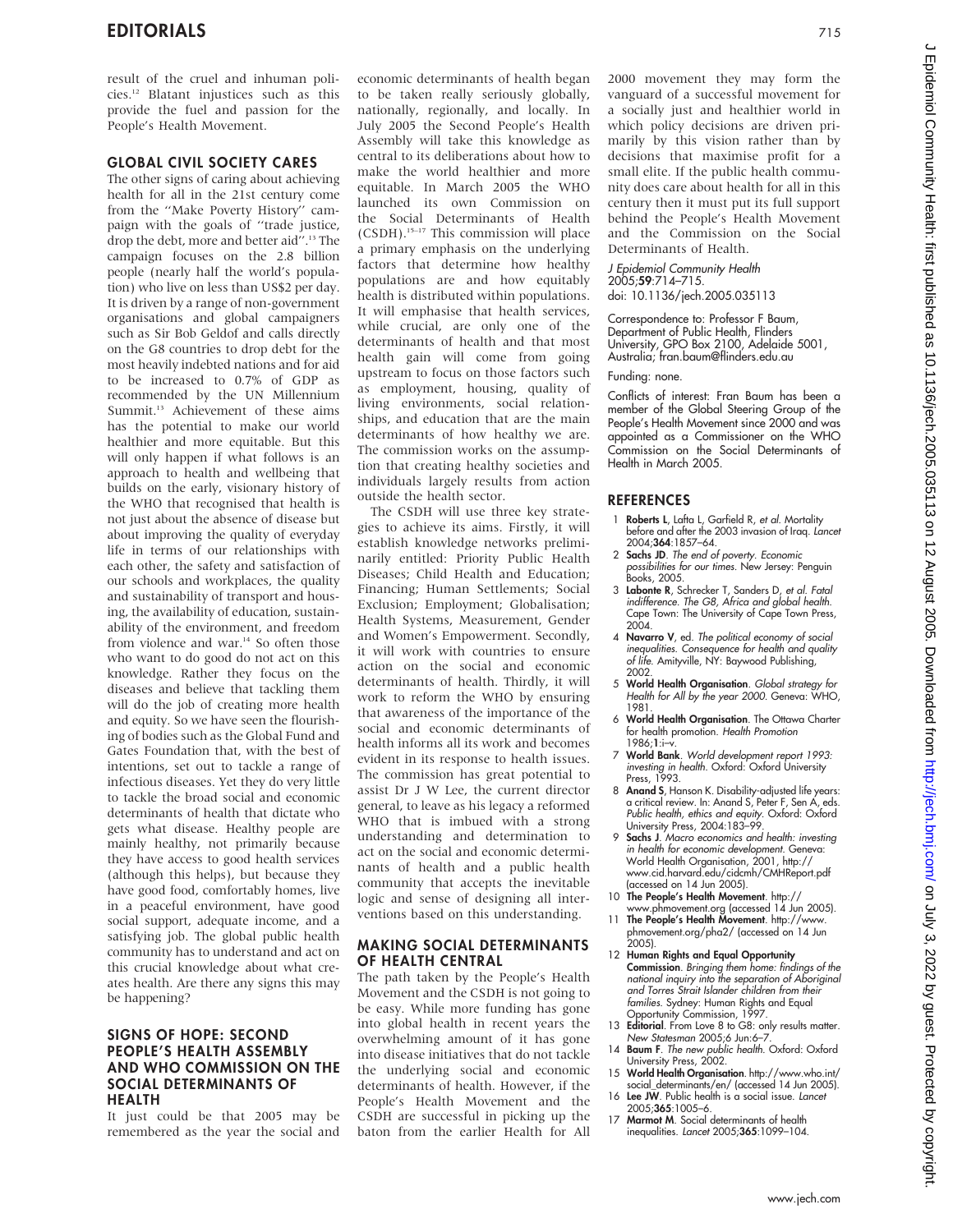result of the cruel and inhuman policies.[12] Blatant injustices such as this provide the fuel and passion for the People's Health Movement.

## GLOBAL CIVIL SOCIETY CARES

The other signs of caring about achieving health for all in the 21st century come from the "Make Poverty History" campaign with the goals of "trade justice, drop the debt, more and better aid".[13] The campaign focuses on the 2.8 billion people (nearly half the world's population) who live on less than US$2 per day. It is driven by a range of non-government organisations and global campaigners such as Sir Bob Geldof and calls directly on the G8 countries to drop debt for the most heavily indebted nations and for aid to be increased to 0.7% of GDP as recommended by the UN Millennium Summit.[13] Achievement of these aims has the potential to make our world healthier and more equitable. But this will only happen if what follows is an approach to health and wellbeing that builds on the early, visionary history of the WHO that recognised that health is not just about the absence of disease but about improving the quality of everyday life in terms of our relationships with each other, the safety and satisfaction of our schools and workplaces, the quality and sustainability of transport and housing, the availability of education, sustainability of the environment, and freedom from violence and war.[14] So often those who want to do good do not act on this knowledge. Rather they focus on the diseases and believe that tackling them will do the job of creating more health and equity. So we have seen the flourishing of bodies such as the Global Fund and Gates Foundation that, with the best of intentions, set out to tackle a range of infectious diseases. Yet they do very little to tackle the broad social and economic determinants of health that dictate who gets what disease. Healthy people are mainly healthy, not primarily because they have access to good health services (although this helps), but because they have good food, comfortably homes, live in a peaceful environment, have good social support, adequate income, and a satisfying job. The global public health community has to understand and act on this crucial knowledge about what creates health. Are there any signs this may be happening?

## SIGNS OF HOPE: SECOND PEOPLE'S HEALTH ASSEMBLY AND WHO COMMISSION ON THE SOCIAL DETERMINANTS OF HEALTH

It just could be that 2005 may be remembered as the year the social and economic determinants of health began to be taken really seriously globally, nationally, regionally, and locally. In July 2005 the Second People's Health Assembly will take this knowledge as central to its deliberations about how to make the world healthier and more equitable. In March 2005 the WHO launched its own Commission on the Social Determinants of Health (CSDH).[15–17] This commission will place a primary emphasis on the underlying factors that determine how healthy populations are and how equitably health is distributed within populations. It will emphasise that health services, while crucial, are only one of the determinants of health and that most health gain will come from going upstream to focus on those factors such as employment, housing, quality of living environments, social relationships, and education that are the main determinants of how healthy we are. The commission works on the assumption that creating healthy societies and individuals largely results from action outside the health sector.

The CSDH will use three key strategies to achieve its aims. Firstly, it will establish knowledge networks preliminarily entitled: Priority Public Health Diseases; Child Health and Education; Financing; Human Settlements; Social Exclusion; Employment; Globalisation; Health Systems, Measurement, Gender and Women's Empowerment. Secondly, it will work with countries to ensure action on the social and economic determinants of health. Thirdly, it will work to reform the WHO by ensuring that awareness of the importance of the social and economic determinants of health informs all its work and becomes evident in its response to health issues. The commission has great potential to assist Dr J W Lee, the current director general, to leave as his legacy a reformed WHO that is imbued with a strong understanding and determination to act on the social and economic determinants of health and a public health community that accepts the inevitable logic and sense of designing all interventions based on this understanding.

## MAKING SOCIAL DETERMINANTS OF HEALTH CENTRAL

The path taken by the People's Health Movement and the CSDH is not going to be easy. While more funding has gone into global health in recent years the overwhelming amount of it has gone into disease initiatives that do not tackle the underlying social and economic determinants of health. However, if the People's Health Movement and the CSDH are successful in picking up the baton from the earlier Health for All 2000 movement they may form the vanguard of a successful movement for a socially just and healthier world in which policy decisions are driven primarily by this vision rather than by decisions that maximise profit for a small elite. If the public health community does care about health for all in this century then it must put its full support behind the People's Health Movement and the Commission on the Social Determinants of Health.

*J Epidemiol Community Health* 2005;**59**:714–715.
doi: 10.1136/jech.2005.035113

Correspondence to: Professor F Baum, Department of Public Health, Flinders University, GPO Box 2100, Adelaide 5001, Australia; fran.baum@flinders.edu.au

Funding: none.

Conflicts of interest: Fran Baum has been a member of the Global Steering Group of the People's Health Movement since 2000 and was appointed as a Commissioner on the WHO Commission on the Social Determinants of Health in March 2005.

## REFERENCES

1. **Roberts L**, Lafta L, Garfield R, *et al*. Mortality before and after the 2003 invasion of Iraq. *Lancet* 2004;**364**:1857–64.
2. **Sachs JD**. *The end of poverty. Economic possibilities for our times*. New Jersey: Penguin Books, 2005.
3. **Labonte R**, Schrecker T, Sanders D, *et al*. *Fatal indifference. The G8, Africa and global health*. Cape Town: The University of Cape Town Press, 2004.
4. **Navarro V**, ed. *The political economy of social inequalities. Consequence for health and quality of life*. Amityville, NY: Baywood Publishing, 2002.
5. **World Health Organisation**. *Global strategy for Health for All by the year 2000*. Geneva: WHO, 1981.
6. **World Health Organisation**. The Ottawa Charter for health promotion. *Health Promotion* 1986;**1**:i–v.
7. **World Bank**. *World development report 1993: investing in health*. Oxford: Oxford University Press, 1993.
8. **Anand S**, Hanson K. Disability-adjusted life years: a critical review. In: Anand S, Peter F, Sen A, eds. *Public health, ethics and equity*. Oxford: Oxford University Press, 2004:183–99.
9. **Sachs J**. *Macro economics and health: investing in health for economic development*. Geneva: World Health Organisation, 2001, http://www.cid.harvard.edu/cidcmh/CMHReport.pdf (accessed on 14 Jun 2005).
10. **The People's Health Movement**. http://www.phmovement.org (accessed 14 Jun 2005).
11. **The People's Health Movement**. http://www.phmovement.org/pha2/ (accessed on 14 Jun 2005).
12. **Human Rights and Equal Opportunity Commission**. *Bringing them home: findings of the national inquiry into the separation of Aboriginal and Torres Strait Islander children from their families*. Sydney: Human Rights and Equal Opportunity Commission, 1997.
13. **Editorial**. From Love 8 to G8: only results matter. *New Statesman* 2005;6 Jun:6–7.
14. **Baum F**. *The new public health*. Oxford: Oxford University Press, 2002.
15. **World Health Organisation**. http://www.who.int/social_determinants/en/ (accessed 14 Jun 2005).
16. **Lee JW**. Public health is a social issue. *Lancet* 2005;**365**:1005–6.
17. **Marmot M**. Social determinants of health inequalities. *Lancet* 2005;**365**:1099–104.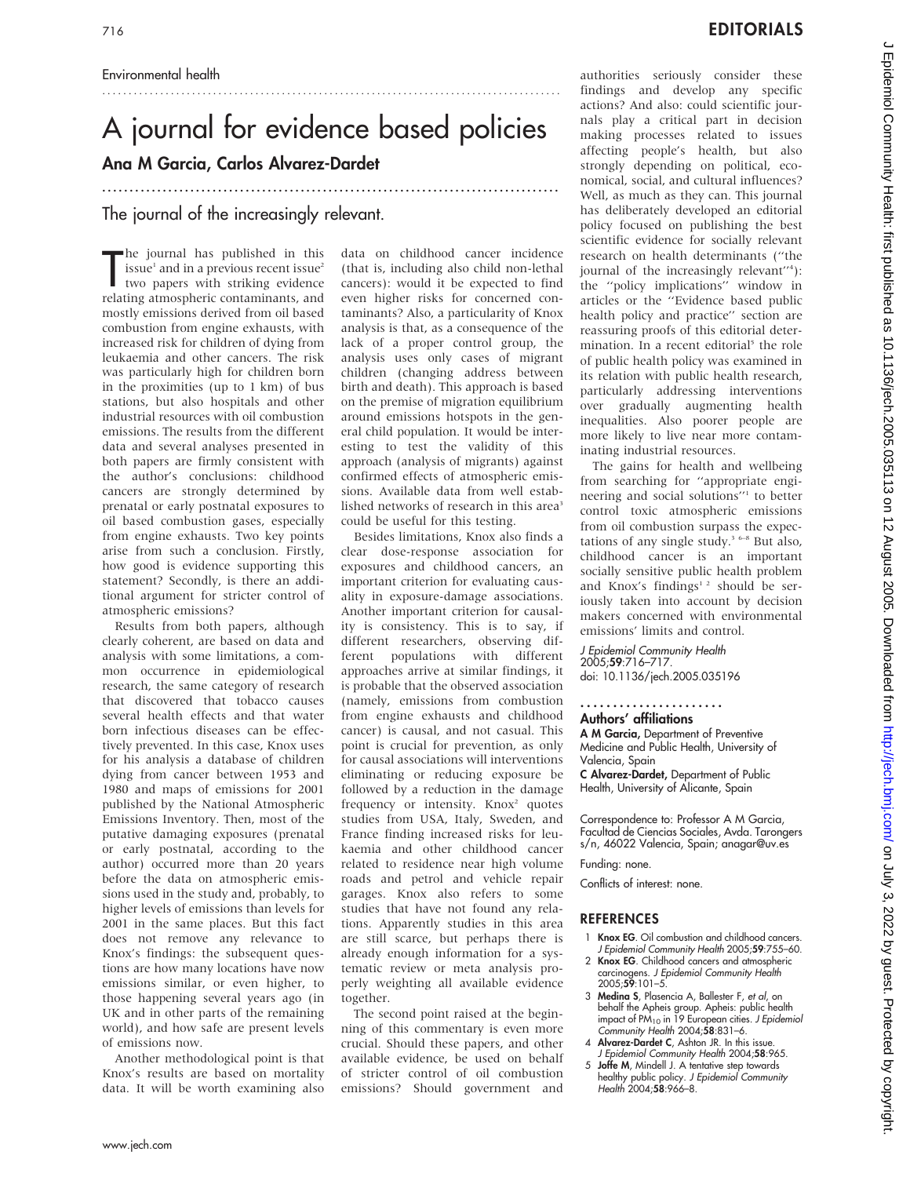Environmental health

# A journal for evidence based policies

## Ana M Garcia, Carlos Alvarez-Dardet

The journal of the increasingly relevant.

The journal has published in this issue[1] and in a previous recent issue[2] two papers with striking evidence relating atmospheric contaminants, and mostly emissions derived from oil based combustion from engine exhausts, with increased risk for children of dying from leukaemia and other cancers. The risk was particularly high for children born in the proximities (up to 1 km) of bus stations, but also hospitals and other industrial resources with oil combustion emissions. The results from the different data and several analyses presented in both papers are firmly consistent with the author's conclusions: childhood cancers are strongly determined by prenatal or early postnatal exposures to oil based combustion gases, especially from engine exhausts. Two key points arise from such a conclusion. Firstly, how good is evidence supporting this statement? Secondly, is there an additional argument for stricter control of atmospheric emissions?

Results from both papers, although clearly coherent, are based on data and analysis with some limitations, a common occurrence in epidemiological research, the same category of research that discovered that tobacco causes several health effects and that water born infectious diseases can be effectively prevented. In this case, Knox uses for his analysis a database of children dying from cancer between 1953 and 1980 and maps of emissions for 2001 published by the National Atmospheric Emissions Inventory. Then, most of the putative damaging exposures (prenatal or early postnatal, according to the author) occurred more than 20 years before the data on atmospheric emissions used in the study and, probably, to higher levels of emissions than levels for 2001 in the same places. But this fact does not remove any relevance to Knox's findings: the subsequent questions are how many locations have now emissions similar, or even higher, to those happening several years ago (in UK and in other parts of the remaining world), and how safe are present levels of emissions now.

Another methodological point is that Knox's results are based on mortality data. It will be worth examining also data on childhood cancer incidence (that is, including also child non-lethal cancers): would it be expected to find even higher risks for concerned contaminants? Also, a particularity of Knox analysis is that, as a consequence of the lack of a proper control group, the analysis uses only cases of migrant children (changing address between birth and death). This approach is based on the premise of migration equilibrium around emissions hotspots in the general child population. It would be interesting to test the validity of this approach (analysis of migrants) against confirmed effects of atmospheric emissions. Available data from well established networks of research in this area[3] could be useful for this testing.

Besides limitations, Knox also finds a clear dose-response association for exposures and childhood cancers, an important criterion for evaluating causality in exposure-damage associations. Another important criterion for causality is consistency. This is to say, if different researchers, observing different populations with different approaches arrive at similar findings, it is probable that the observed association (namely, emissions from combustion from engine exhausts and childhood cancer) is causal, and not casual. This point is crucial for prevention, as only for causal associations will interventions eliminating or reducing exposure be followed by a reduction in the damage frequency or intensity. Knox[2] quotes studies from USA, Italy, Sweden, and France finding increased risks for leukaemia and other childhood cancer related to residence near high volume roads and petrol and vehicle repair garages. Knox also refers to some studies that have not found any relations. Apparently studies in this area are still scarce, but perhaps there is already enough information for a systematic review or meta analysis properly weighting all available evidence together.

The second point raised at the beginning of this commentary is even more crucial. Should these papers, and other available evidence, be used on behalf of stricter control of oil combustion emissions? Should government and authorities seriously consider these findings and develop any specific actions? And also: could scientific journals play a critical part in decision making processes related to issues affecting people's health, but also strongly depending on political, economical, social, and cultural influences? Well, as much as they can. This journal has deliberately developed an editorial policy focused on publishing the best scientific evidence for socially relevant research on health determinants ("the journal of the increasingly relevant"[4]): the "policy implications" window in articles or the "Evidence based public health policy and practice" section are reassuring proofs of this editorial determination. In a recent editorial[5] the role of public health policy was examined in its relation with public health research, particularly addressing interventions over gradually augmenting health inequalities. Also poorer people are more likely to live near more contaminating industrial resources.

The gains for health and wellbeing from searching for "appropriate engineering and social solutions"[1] to better control toxic atmospheric emissions from oil combustion surpass the expectations of any single study.[3, 6–8] But also, childhood cancer is an important socially sensitive public health problem and Knox's findings[1 2] should be seriously taken into account by decision makers concerned with environmental emissions' limits and control.

*J Epidemiol Community Health* 2005;**59**:716–717.
doi: 10.1136/jech.2005.035196

### Authors' affiliations

**A M Garcia,** Department of Preventive Medicine and Public Health, University of Valencia, Spain
**C Alvarez-Dardet,** Department of Public Health, University of Alicante, Spain

Correspondence to: Professor A M Garcia, Facultad de Ciencias Sociales, Avda. Tarongers s/n, 46022 Valencia, Spain; anagar@uv.es

Funding: none.

Conflicts of interest: none.

## REFERENCES

1. **Knox EG**. Oil combustion and childhood cancers. *J Epidemiol Community Health* 2005;**59**:755–60.
2. **Knox EG**. Childhood cancers and atmospheric carcinogens. *J Epidemiol Community Health* 2005;**59**:101–5.
3. **Medina S**, Plasencia A, Ballester F, *et al*, on behalf the Apheis group. Apheis: public health impact of $PM_{10}$ in 19 European cities. *J Epidemiol Community Health* 2004;**58**:831–6.
4. **Alvarez-Dardet C**, Ashton JR. In this issue. *J Epidemiol Community Health* 2004;**58**:965.
5. **Joffe M**, Mindell J. A tentative step towards healthy public policy. *J Epidemiol Community Health* 2004;**58**:966–8.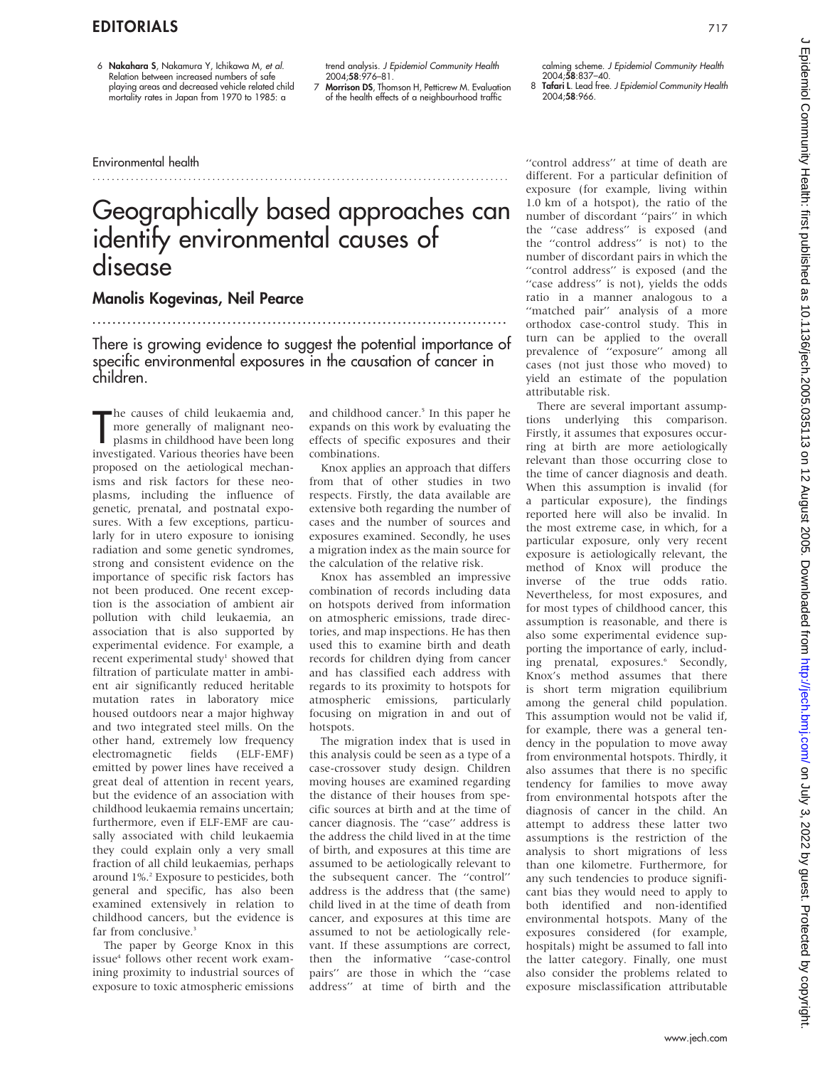6 **Nakahara S**, Nakamura Y, Ichikawa M, *et al*. Relation between increased numbers of safe playing areas and decreased vehicle related child mortality rates in Japan from 1970 to 1985: a trend analysis. *J Epidemiol Community Health* 2004;**58**:976–81.

7 **Morrison DS**, Thomson H, Petticrew M. Evaluation of the health effects of a neighbourhood traffic calming scheme. *J Epidemiol Community Health* 2004;**58**:837–40.

8 **Tafari L**. Lead free. *J Epidemiol Community Health* 2004;**58**:966.

Environmental health

# Geographically based approaches can identify environmental causes of disease

## Manolis Kogevinas, Neil Pearce

**There is growing evidence to suggest the potential importance of specific environmental exposures in the causation of cancer in children.**

The causes of child leukaemia and, more generally of malignant neoplasms in childhood have been long investigated. Various theories have been proposed on the aetiological mechanisms and risk factors for these neoplasms, including the influence of genetic, prenatal, and postnatal exposures. With a few exceptions, particularly for in utero exposure to ionising radiation and some genetic syndromes, strong and consistent evidence on the importance of specific risk factors has not been produced. One recent exception is the association of ambient air pollution with child leukaemia, an association that is also supported by experimental evidence. For example, a recent experimental study[1] showed that filtration of particulate matter in ambient air significantly reduced heritable mutation rates in laboratory mice housed outdoors near a major highway and two integrated steel mills. On the other hand, extremely low frequency electromagnetic fields (ELF-EMF) emitted by power lines have received a great deal of attention in recent years, but the evidence of an association with childhood leukaemia remains uncertain; furthermore, even if ELF-EMF are causally associated with child leukaemia they could explain only a very small fraction of all child leukaemias, perhaps around 1%.[2] Exposure to pesticides, both general and specific, has also been examined extensively in relation to childhood cancers, but the evidence is far from conclusive.[3]

The paper by George Knox in this issue[4] follows other recent work examining proximity to industrial sources of exposure to toxic atmospheric emissions and childhood cancer.[5] In this paper he expands on this work by evaluating the effects of specific exposures and their combinations.

Knox applies an approach that differs from that of other studies in two respects. Firstly, the data available are extensive both regarding the number of cases and the number of sources and exposures examined. Secondly, he uses a migration index as the main source for the calculation of the relative risk.

Knox has assembled an impressive combination of records including data on hotspots derived from information on atmospheric emissions, trade directories, and map inspections. He has then used this to examine birth and death records for children dying from cancer and has classified each address with regards to its proximity to hotspots for atmospheric emissions, particularly focusing on migration in and out of hotspots.

The migration index that is used in this analysis could be seen as a type of a case-crossover study design. Children moving houses are examined regarding the distance of their houses from specific sources at birth and at the time of cancer diagnosis. The "case" address is the address the child lived in at the time of birth, and exposures at this time are assumed to be aetiologically relevant to the subsequent cancer. The "control" address is the address that (the same) child lived in at the time of death from cancer, and exposures at this time are assumed to not be aetiologically relevant. If these assumptions are correct, then the informative "case-control pairs" are those in which the "case address" at time of birth and the "control address" at time of death are different. For a particular definition of exposure (for example, living within 1.0 km of a hotspot), the ratio of the number of discordant "pairs" in which the "case address" is exposed (and the "control address" is not) to the number of discordant pairs in which the "control address" is exposed (and the "case address" is not), yields the odds ratio in a manner analogous to a "matched pair" analysis of a more orthodox case-control study. This in turn can be applied to the overall prevalence of "exposure" among all cases (not just those who moved) to yield an estimate of the population attributable risk.

There are several important assumptions underlying this comparison. Firstly, it assumes that exposures occurring at birth are more aetiologically relevant than those occurring close to the time of cancer diagnosis and death. When this assumption is invalid (for a particular exposure), the findings reported here will also be invalid. In the most extreme case, in which, for a particular exposure, only very recent exposure is aetiologically relevant, the method of Knox will produce the inverse of the true odds ratio. Nevertheless, for most exposures, and for most types of childhood cancer, this assumption is reasonable, and there is also some experimental evidence supporting the importance of early, including prenatal, exposures.[6] Secondly, Knox's method assumes that there is short term migration equilibrium among the general child population. This assumption would not be valid if, for example, there was a general tendency in the population to move away from environmental hotspots. Thirdly, it also assumes that there is no specific tendency for families to move away from environmental hotspots after the diagnosis of cancer in the child. An attempt to address these latter two assumptions is the restriction of the analysis to short migrations of less than one kilometre. Furthermore, for any such tendencies to produce significant bias they would need to apply to both identified and non-identified environmental hotspots. Many of the exposures considered (for example, hospitals) might be assumed to fall into the latter category. Finally, one must also consider the problems related to exposure misclassification attributable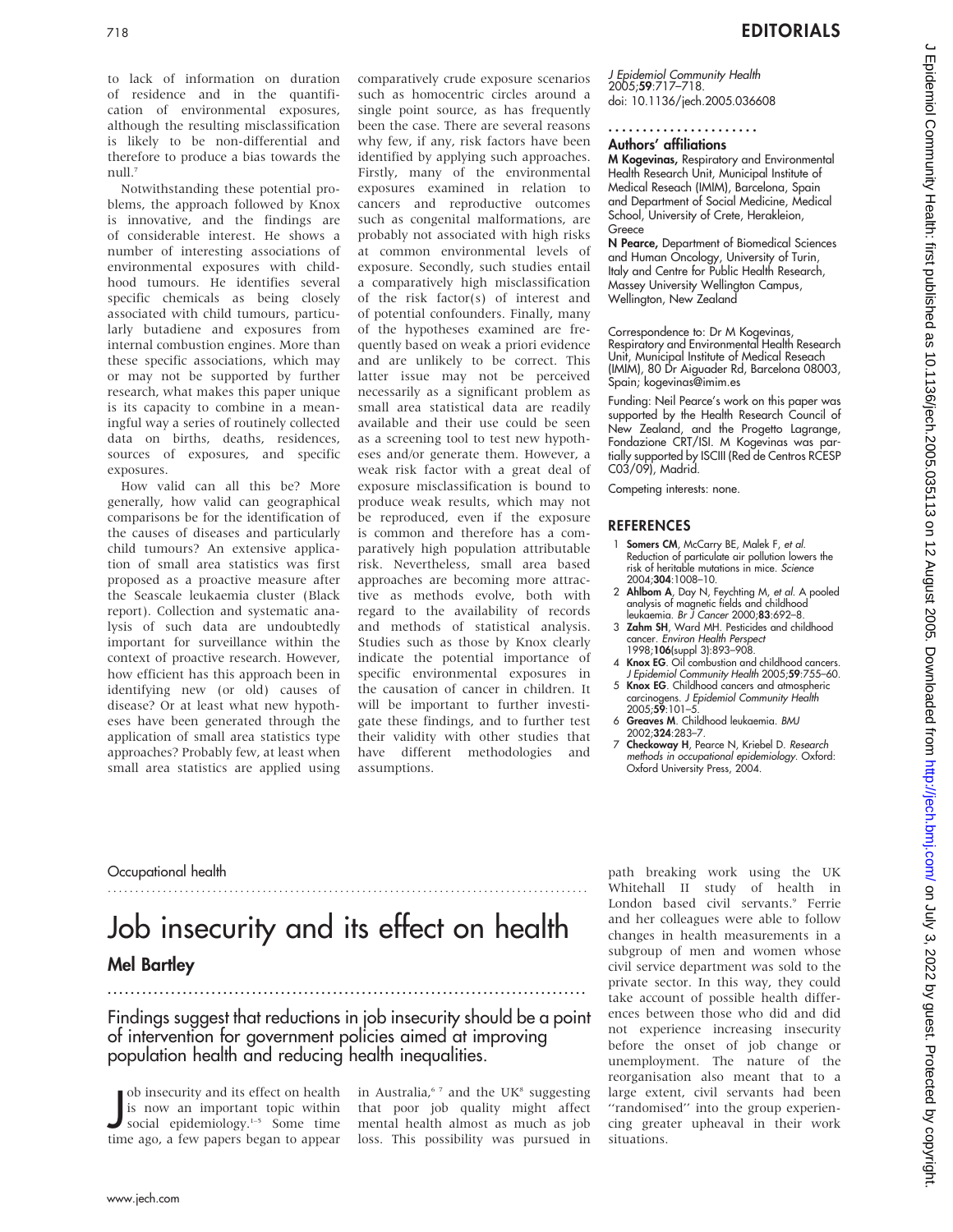to lack of information on duration of residence and in the quantification of environmental exposures, although the resulting misclassification is likely to be non-differential and therefore to produce a bias towards the null.[7]

Notwithstanding these potential problems, the approach followed by Knox is innovative, and the findings are of considerable interest. He shows a number of interesting associations of environmental exposures with childhood tumours. He identifies several specific chemicals as being closely associated with child tumours, particularly butadiene and exposures from internal combustion engines. More than these specific associations, which may or may not be supported by further research, what makes this paper unique is its capacity to combine in a meaningful way a series of routinely collected data on births, deaths, residences, sources of exposures, and specific exposures.

How valid can all this be? More generally, how valid can geographical comparisons be for the identification of the causes of diseases and particularly child tumours? An extensive application of small area statistics was first proposed as a proactive measure after the Seascale leukaemia cluster (Black report). Collection and systematic analysis of such data are undoubtedly important for surveillance within the context of proactive research. However, how efficient has this approach been in identifying new (or old) causes of disease? Or at least what new hypotheses have been generated through the application of small area statistics type approaches? Probably few, at least when small area statistics are applied using comparatively crude exposure scenarios such as homocentric circles around a single point source, as has frequently been the case. There are several reasons why few, if any, risk factors have been identified by applying such approaches. Firstly, many of the environmental exposures examined in relation to cancers and reproductive outcomes such as congenital malformations, are probably not associated with high risks at common environmental levels of exposure. Secondly, such studies entail a comparatively high misclassification of the risk factor(s) of interest and of potential confounders. Finally, many of the hypotheses examined are frequently based on weak a priori evidence and are unlikely to be correct. This latter issue may not be perceived necessarily as a significant problem as small area statistical data are readily available and their use could be seen as a screening tool to test new hypotheses and/or generate them. However, a weak risk factor with a great deal of exposure misclassification is bound to produce weak results, which may not be reproduced, even if the exposure is common and therefore has a comparatively high population attributable risk. Nevertheless, small area based approaches are becoming more attractive as methods evolve, both with regard to the availability of records and methods of statistical analysis. Studies such as those by Knox clearly indicate the potential importance of specific environmental exposures in the causation of cancer in children. It will be important to further investigate these findings, and to further test their validity with other studies that have different methodologies and assumptions.

*J Epidemiol Community Health* 2005;**59**:717–718.
doi: 10.1136/jech.2005.036608

### Authors' affiliations

**M Kogevinas,** Respiratory and Environmental Health Research Unit, Municipal Institute of Medical Reseach (IMIM), Barcelona, Spain and Department of Social Medicine, Medical School, University of Crete, Herakleion, Greece

**N Pearce,** Department of Biomedical Sciences and Human Oncology, University of Turin, Italy and Centre for Public Health Research, Massey University Wellington Campus, Wellington, New Zealand

Correspondence to: Dr M Kogevinas, Respiratory and Environmental Health Research Unit, Municipal Institute of Medical Reseach (IMIM), 80 Dr Aiguader Rd, Barcelona 08003, Spain; kogevinas@imim.es

Funding: Neil Pearce's work on this paper was supported by the Health Research Council of New Zealand, and the Progetto Lagrange, Fondazione CRT/ISI. M Kogevinas was partially supported by ISCIII (Red de Centros RCESP C03/09), Madrid.

Competing interests: none.

## REFERENCES

1. **Somers CM**, McCarry BE, Malek F, *et al*. Reduction of particulate air pollution lowers the risk of heritable mutations in mice. *Science* 2004;**304**:1008–10.
2. **Ahlbom A**, Day N, Feychting M, *et al*. A pooled analysis of magnetic fields and childhood leukaemia. *Br J Cancer* 2000;**83**:692–8.
3. **Zahm SH**, Ward MH. Pesticides and childhood cancer. *Environ Health Perspect* 1998;**106**(suppl 3):893–908.
4. **Knox EG**. Oil combustion and childhood cancers. *J Epidemiol Community Health* 2005;**59**:755–60.
5. **Knox EG**. Childhood cancers and atmospheric carcinogens. *J Epidemiol Community Health* 2005;**59**:101–5.
6. **Greaves M**. Childhood leukaemia. *BMJ* 2002;**324**:283–7.
7. **Checkoway H**, Pearce N, Kriebel D. *Research methods in occupational epidemiology*. Oxford: Oxford University Press, 2004.

Occupational health

# Job insecurity and its effect on health

## Mel Bartley

**Findings suggest that reductions in job insecurity should be a point of intervention for government policies aimed at improving population health and reducing health inequalities.**

Job insecurity and its effect on health is now an important topic within social epidemiology.[1–5] Some time time ago, a few papers began to appear in Australia,[6,7] and the UK[8] suggesting that poor job quality might affect mental health almost as much as job loss. This possibility was pursued in path breaking work using the UK Whitehall II study of health in London based civil servants.[9] Ferrie and her colleagues were able to follow changes in health measurements in a subgroup of men and women whose civil service department was sold to the private sector. In this way, they could take account of possible health differences between those who did and did not experience increasing insecurity before the onset of job change or unemployment. The nature of the reorganisation also meant that to a large extent, civil servants had been "randomised" into the group experiencing greater upheaval in their work situations.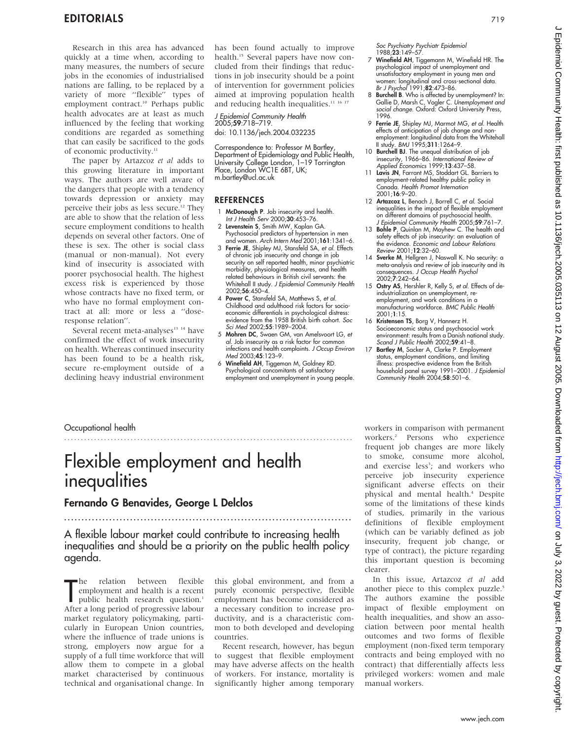Research in this area has advanced quickly at a time when, according to many measures, the numbers of secure jobs in the economies of industrialised nations are falling, to be replaced by a variety of more "flexible" types of employment contract.[10] Perhaps public health advocates are at least as much influenced by the feeling that working conditions are regarded as something that can easily be sacrificed to the gods of economic productivity.[11]

The paper by Artazcoz *et al* adds to this growing literature in important ways. The authors are well aware of the dangers that people with a tendency towards depression or anxiety may perceive their jobs as less secure.[12] They are able to show that the relation of less secure employment conditions to health depends on several other factors. One of these is sex. The other is social class (manual or non-manual). Not every kind of insecurity is associated with poorer psychosocial health. The highest excess risk is experienced by those whose contracts have no fixed term, or who have no formal employment contract at all: more or less a "dose-response relation".

Several recent meta-analyses[13 14] have confirmed the effect of work insecurity on health. Whereas continued insecurity has been found to be a health risk, secure re-employment outside of a declining heavy industrial environment has been found actually to improve health.[15] Several papers have now concluded from their findings that reductions in job insecurity should be a point of intervention for government policies aimed at improving population health and reducing health inequalities.[11 16 17]

*J Epidemiol Community Health* 2005;**59**:718–719.
doi: 10.1136/jech.2004.032235

Correspondence to: Professor M Bartley, Department of Epidemiology and Public Health, University College London, 1–19 Torrington Place, London WC1E 6BT, UK; m.bartley@ucl.ac.uk

## REFERENCES

1. **McDonough P**. Job insecurity and health. *Int J Health Serv* 2000;**30**:453–76.
2. **Levenstein S**, Smith MW, Kaplan GA. Psychosocial predictors of hypertension in men and women. *Arch Intern Med* 2001;**161**:1341–6.
3. **Ferrie JE**, Shipley MJ, Stansfeld SA, *et al.* Effects of chronic job insecurity and change in job security on self reported health, minor psychiatric morbidity, physiological measures, and health related behaviours in British civil servants: the Whitehall II study. *J Epidemiol Community Health* 2002;**56**:450–4.
4. **Power C**, Stansfeld SA, Matthews S, *et al.* Childhood and adulthood risk factors for socio-economic differentials in psychological distress: evidence from the 1958 British birth cohort. *Soc Sci Med* 2002;**55**:1989–2004.
5. **Mohren DC**, Swaen GM, van Amelsvoort LG, *et al.* Job insecurity as a risk factor for common infections and health complaints. *J Occup Environ Med* 2003;**45**:123–9.
6. **Winefield AH**, Tiggeman M, Goldney RD. Psychological concomitants of satisfactory employment and unemployment in young people. *Soc Psychiatry Psychiatr Epidemiol* 1988;**23**:149–57.
7. **Winefield AH**, Tiggemann M, Winefield HR. The psychological impact of unemployment and unsatisfactory employment in young men and women: longitudinal and cross-sectional data. *Br J Psychol* 1991;**82**:473–86.
8. **Burchell B**. Who is affected by unemployment? In: Gallie D, Marsh C, Vogler C. *Unemployment and social change*. Oxford: Oxford University Press, 1996.
9. **Ferrie JE**, Shipley MJ, Marmot MG, *et al.* Health effects of anticipation of job change and non-employment: longitudinal data from the Whitehall II study. *BMJ* 1995;**311**:1264–9.
10. **Burchell BJ**. The unequal distribution of job insecurity, 1966–86. *International Review of Applied Economics* 1999;**13**:437–58.
11. **Lavis JN**, Farrant MS, Stoddart GL. Barriers to employment-related healthy public policy in Canada. *Health Promot Internation* 2001;**16**:9–20.
12. **Artazcoz L**, Benach J, Borrell C, *et al.* Social inequalities in the impact of flexible employment on different domains of psychosocial health. *J Epidemiol Community Health* 2005;**59**:761–7.
13. **Bohle P**, Quinlan M, Mayhew C. The health and safety effects of job insecurity: an evaluation of the evidence. *Economic and Labour Relations Review* 2001;**12**:32–60.
14. **Sverke M**, Hellgren J, Naswall K. No security: a meta-analysis and review of job insecurity and its consequences. *J Occup Health Psychol* 2002;**7**:242–64.
15. **Ostry AS**, Hershler R, Kelly S, *et al.* Effects of de-industrialization on unemployment, re-employment, and work conditions in a manufacturing workforce. *BMC Public Health* 2001;**1**:15.
16. **Kristensen TS**, Borg V, Hannerz H. Socioeconomic status and psychosocial work environment: results from a Danish national study. *Scand J Public Health* 2002;**59**:41–8.
17. **Bartley M**, Sacker A, Clarke P. Employment status, employment conditions, and limiting illness: prospective evidence from the British household panel survey 1991–2001. *J Epidemiol Community Health* 2004;**58**:501–6.

Occupational health

# Flexible employment and health inequalities

## Fernando G Benavides, George L Delclos

A flexible labour market could contribute to increasing health inequalities and should be a priority on the public health policy agenda.

The relation between flexible employment and health is a recent public health research question.[1] After a long period of progressive labour market regulatory policymaking, particularly in European Union countries, where the influence of trade unions is strong, employers now argue for a supply of a full time workforce that will allow them to compete in a global market characterised by continuous technical and organisational change. In this global environment, and from a purely economic perspective, flexible employment has become considered as a necessary condition to increase productivity, and is a characteristic common to both developed and developing countries.

Recent research, however, has begun to suggest that flexible employment may have adverse affects on the health of workers. For instance, mortality is significantly higher among temporary workers in comparison with permanent workers.[2] Persons who experience frequent job changes are more likely to smoke, consume more alcohol, and exercise less[3]; and workers who perceive job insecurity experience significant adverse effects on their physical and mental health.[4] Despite some of the limitations of these kinds of studies, primarily in the various definitions of flexible employment (which can be variably defined as job insecurity, frequent job change, or type of contract), the picture regarding this important question is becoming clearer.

In this issue, Artazcoz *et al* add another piece to this complex puzzle.[5] The authors examine the possible impact of flexible employment on health inequalities, and show an association between poor mental health outcomes and two forms of flexible employment (non-fixed term temporary contracts and being employed with no contract) that differentially affects less privileged workers: women and male manual workers.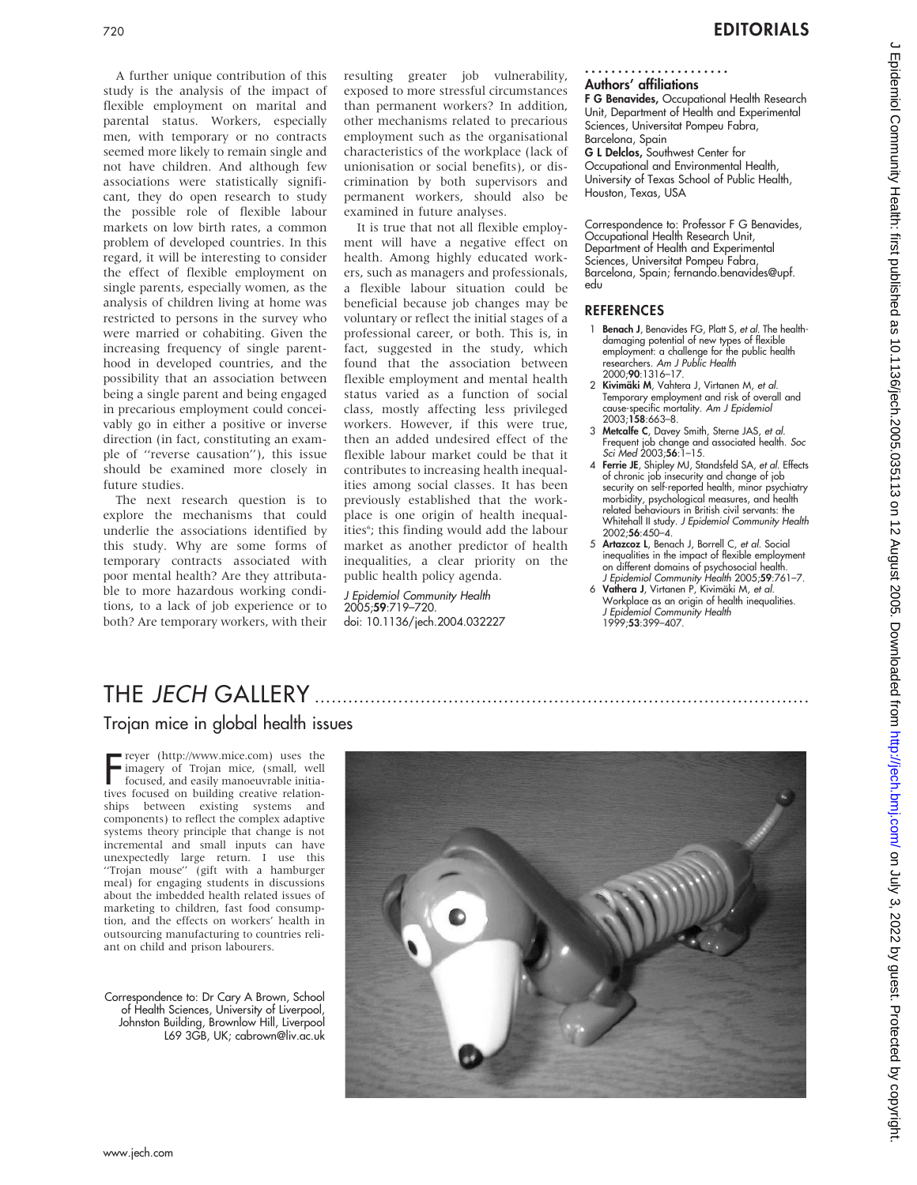A further unique contribution of this study is the analysis of the impact of flexible employment on marital and parental status. Workers, especially men, with temporary or no contracts seemed more likely to remain single and not have children. And although few associations were statistically significant, they do open research to study the possible role of flexible labour markets on low birth rates, a common problem of developed countries. In this regard, it will be interesting to consider the effect of flexible employment on single parents, especially women, as the analysis of children living at home was restricted to persons in the survey who were married or cohabiting. Given the increasing frequency of single parenthood in developed countries, and the possibility that an association between being a single parent and being engaged in precarious employment could conceivably go in either a positive or inverse direction (in fact, constituting an example of "reverse causation"), this issue should be examined more closely in future studies.

The next research question is to explore the mechanisms that could underlie the associations identified by this study. Why are some forms of temporary contracts associated with poor mental health? Are they attributable to more hazardous working conditions, to a lack of job experience or to both? Are temporary workers, with their resulting greater job vulnerability, exposed to more stressful circumstances than permanent workers? In addition, other mechanisms related to precarious employment such as the organisational characteristics of the workplace (lack of unionisation or social benefits), or discrimination by both supervisors and permanent workers, should also be examined in future analyses.

It is true that not all flexible employment will have a negative effect on health. Among highly educated workers, such as managers and professionals, a flexible labour situation could be beneficial because job changes may be voluntary or reflect the initial stages of a professional career, or both. This is, in fact, suggested in the study, which found that the association between flexible employment and mental health status varied as a function of social class, mostly affecting less privileged workers. However, if this were true, then an added undesired effect of the flexible labour market could be that it contributes to increasing health inequalities among social classes. It has been previously established that the workplace is one origin of health inequalities[6]; this finding would add the labour market as another predictor of health inequalities, a clear priority on the public health policy agenda.

*J Epidemiol Community Health* 2005;**59**:719–720.
doi: 10.1136/jech.2004.032227

## Authors' affiliations

**F G Benavides,** Occupational Health Research Unit, Department of Health and Experimental Sciences, Universitat Pompeu Fabra, Barcelona, Spain

**G L Delclos,** Southwest Center for Occupational and Environmental Health, University of Texas School of Public Health, Houston, Texas, USA

Correspondence to: Professor F G Benavides, Occupational Health Research Unit, Department of Health and Experimental Sciences, Universitat Pompeu Fabra, Barcelona, Spain; fernando.benavides@upf.edu

## REFERENCES

1. **Benach J**, Benavides FG, Platt S, *et al.* The health-damaging potential of new types of flexible employment: a challenge for the public health researchers. *Am J Public Health* 2000;**90**:1316–17.
2. **Kivimäki M**, Vahtera J, Virtanen M, *et al.* Temporary employment and risk of overall and cause-specific mortality. *Am J Epidemiol* 2003;**158**:663–8.
3. **Metcalfe C**, Davey Smith, Sterne JAS, *et al.* Frequent job change and associated health. *Soc Sci Med* 2003;**56**:1–15.
4. **Ferrie JE**, Shipley MJ, Standsfeld SA, *et al.* Effects of chronic job insecurity and change of job security on self-reported health, minor psychiatry morbidity, psychological measures, and health related behaviours in British civil servants: the Whitehall II study. *J Epidemiol Community Health* 2002;**56**:450–4.
5. **Artazcoz L**, Benach J, Borrell C, *et al.* Social inequalities in the impact of flexible employment on different domains of psychosocial health. *J Epidemiol Community Health* 2005;**59**:761–7.
6. **Vathera J**, Virtanen P, Kivimäki M, *et al.* Workplace as an origin of health inequalities. *J Epidemiol Community Health* 1999;**53**:399–407.

# THE *JECH* GALLERY

## Trojan mice in global health issues

Freyer (http://www.mice.com) uses the imagery of Trojan mice, (small, well focused, and easily manoeuvrable initiatives focused on building creative relationships between existing systems and components) to reflect the complex adaptive systems theory principle that change is not incremental and small inputs can have unexpectedly large return. I use this "Trojan mouse" (gift with a hamburger meal) for engaging students in discussions about the imbedded health related issues of marketing to children, fast food consumption, and the effects on workers' health in outsourcing manufacturing to countries reliant on child and prison labourers.

Correspondence to: Dr Cary A Brown, School of Health Sciences, University of Liverpool, Johnston Building, Brownlow Hill, Liverpool L69 3GB, UK; cabrown@liv.ac.uk